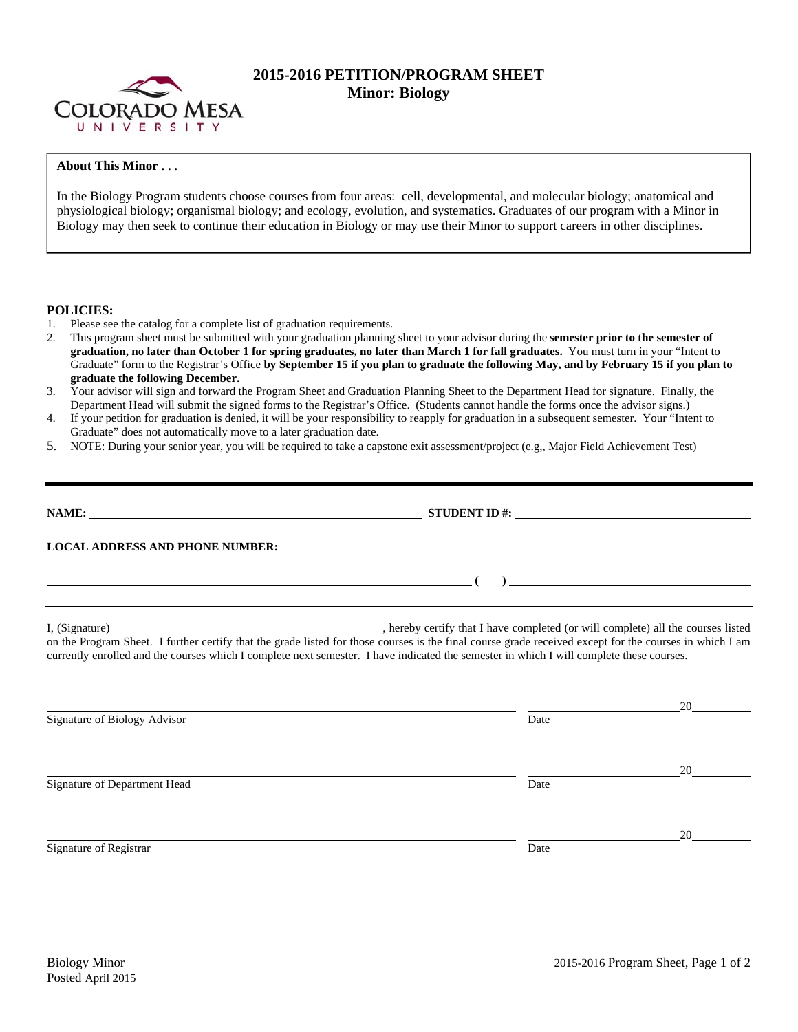# 2015-2016 PETITION/PROGRAM SHEET
## Minor: Biology

**About This Minor . . .**

In the Biology Program students choose courses from four areas: cell, developmental, and molecular biology; anatomical and physiological biology; organismal biology; and ecology, evolution, and systematics. Graduates of our program with a Minor in Biology may then seek to continue their education in Biology or may use their Minor to support careers in other disciplines.

**POLICIES:**

1. Please see the catalog for a complete list of graduation requirements.
2. This program sheet must be submitted with your graduation planning sheet to your advisor during the **semester prior to the semester of graduation, no later than October 1 for spring graduates, no later than March 1 for fall graduates.** You must turn in your "Intent to Graduate" form to the Registrar's Office **by September 15 if you plan to graduate the following May, and by February 15 if you plan to graduate the following December**.
3. Your advisor will sign and forward the Program Sheet and Graduation Planning Sheet to the Department Head for signature. Finally, the Department Head will submit the signed forms to the Registrar's Office. (Students cannot handle the forms once the advisor signs.)
4. If your petition for graduation is denied, it will be your responsibility to reapply for graduation in a subsequent semester. Your "Intent to Graduate" does not automatically move to a later graduation date.
5. NOTE: During your senior year, you will be required to take a capstone exit assessment/project (e.g,, Major Field Achievement Test)

---

**NAME:** ______________________________ **STUDENT ID #:** ______________________________

**LOCAL ADDRESS AND PHONE NUMBER:** ______________________________

______________________________ **( )** ______________________________

I, (Signature)______________________________, hereby certify that I have completed (or will complete) all the courses listed on the Program Sheet. I further certify that the grade listed for those courses is the final course grade received except for the courses in which I am currently enrolled and the courses which I complete next semester. I have indicated the semester in which I will complete these courses.

______________________________ ______________ 20______
Signature of Biology Advisor Date

______________________________ ______________ 20______
Signature of Department Head Date

______________________________ ______________ 20______
Signature of Registrar Date

Biology Minor
Posted April 2015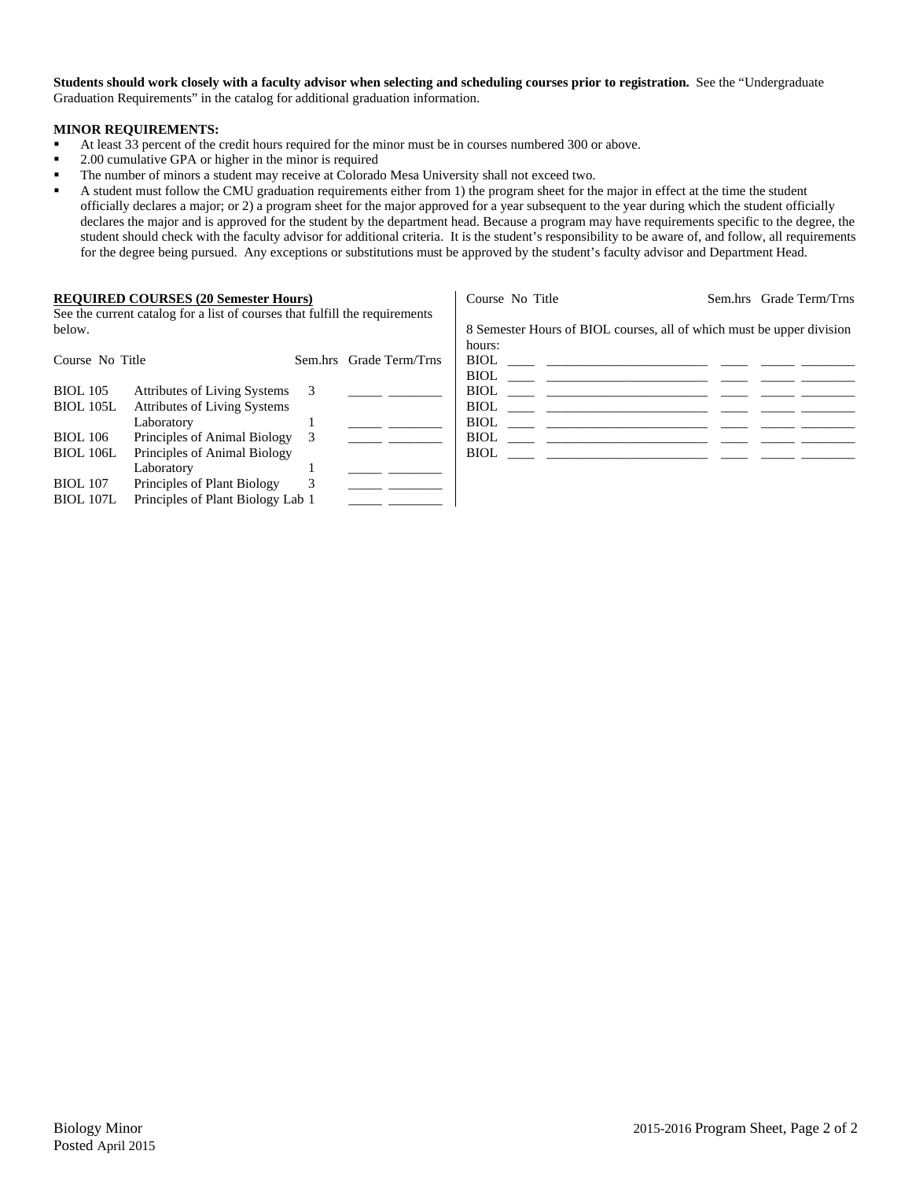**Students should work closely with a faculty advisor when selecting and scheduling courses prior to registration.** See the "Undergraduate Graduation Requirements" in the catalog for additional graduation information.

**MINOR REQUIREMENTS:**

- At least 33 percent of the credit hours required for the minor must be in courses numbered 300 or above.
- 2.00 cumulative GPA or higher in the minor is required
- The number of minors a student may receive at Colorado Mesa University shall not exceed two.
- A student must follow the CMU graduation requirements either from 1) the program sheet for the major in effect at the time the student officially declares a major; or 2) a program sheet for the major approved for a year subsequent to the year during which the student officially declares the major and is approved for the student by the department head. Because a program may have requirements specific to the degree, the student should check with the faculty advisor for additional criteria. It is the student's responsibility to be aware of, and follow, all requirements for the degree being pursued. Any exceptions or substitutions must be approved by the student's faculty advisor and Department Head.

**REQUIRED COURSES (20 Semester Hours)**

See the current catalog for a list of courses that fulfill the requirements below.

| Course No | Title | Sem.hrs | Grade | Term/Trns |
|---|---|---|---|---|
| BIOL 105 | Attributes of Living Systems | 3 | _____ | ________ |
| BIOL 105L | Attributes of Living Systems Laboratory | 1 | _____ | ________ |
| BIOL 106 | Principles of Animal Biology | 3 | _____ | ________ |
| BIOL 106L | Principles of Animal Biology Laboratory | 1 | _____ | ________ |
| BIOL 107 | Principles of Plant Biology | 3 | _____ | ________ |
| BIOL 107L | Principles of Plant Biology Lab | 1 | _____ | ________ |

8 Semester Hours of BIOL courses, all of which must be upper division hours:

| Course No | Title | Sem.hrs | Grade | Term/Trns |
|---|---|---|---|---|
| BIOL ____ | ________________________ | ____ | _____ | ________ |
| BIOL ____ | ________________________ | ____ | _____ | ________ |
| BIOL ____ | ________________________ | ____ | _____ | ________ |
| BIOL ____ | ________________________ | ____ | _____ | ________ |
| BIOL ____ | ________________________ | ____ | _____ | ________ |
| BIOL ____ | ________________________ | ____ | _____ | ________ |
| BIOL ____ | ________________________ | ____ | _____ | ________ |